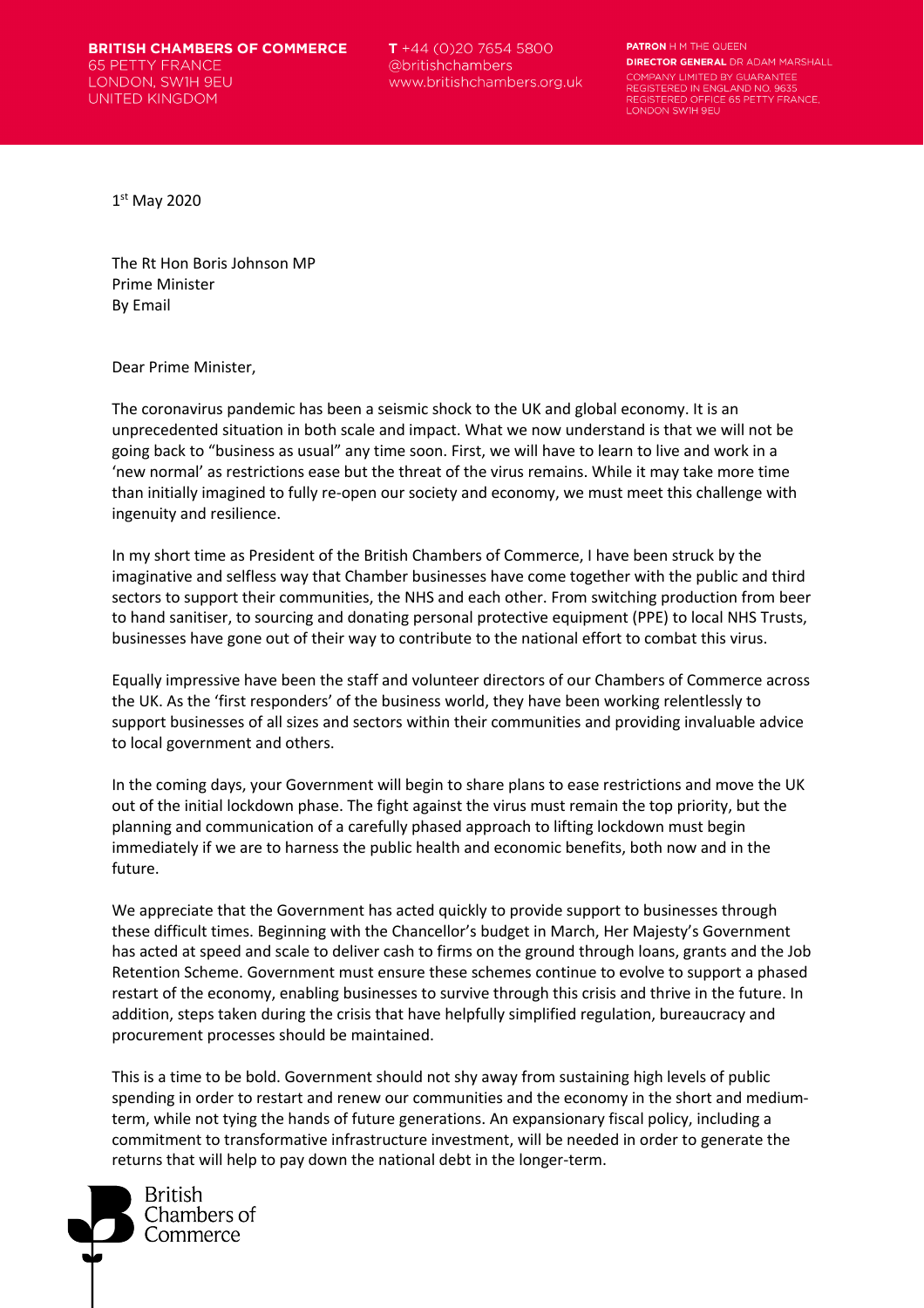**BRITISH CHAMBERS OF COMMERCE**
65 PETTY FRANCE
LONDON, SW1H 9EU
UNITED KINGDOM

**T** +44 (0)20 7654 5800
@britishchambers
www.britishchambers.org.uk

**PATRON** H M THE QUEEN
**DIRECTOR GENERAL** DR ADAM MARSHALL
COMPANY LIMITED BY GUARANTEE
REGISTERED IN ENGLAND NO. 9635
REGISTERED OFFICE 65 PETTY FRANCE,
LONDON SW1H 9EU

1st May 2020

The Rt Hon Boris Johnson MP
Prime Minister
By Email

Dear Prime Minister,

The coronavirus pandemic has been a seismic shock to the UK and global economy. It is an unprecedented situation in both scale and impact. What we now understand is that we will not be going back to "business as usual" any time soon. First, we will have to learn to live and work in a 'new normal' as restrictions ease but the threat of the virus remains. While it may take more time than initially imagined to fully re-open our society and economy, we must meet this challenge with ingenuity and resilience.

In my short time as President of the British Chambers of Commerce, I have been struck by the imaginative and selfless way that Chamber businesses have come together with the public and third sectors to support their communities, the NHS and each other. From switching production from beer to hand sanitiser, to sourcing and donating personal protective equipment (PPE) to local NHS Trusts, businesses have gone out of their way to contribute to the national effort to combat this virus.

Equally impressive have been the staff and volunteer directors of our Chambers of Commerce across the UK. As the 'first responders' of the business world, they have been working relentlessly to support businesses of all sizes and sectors within their communities and providing invaluable advice to local government and others.

In the coming days, your Government will begin to share plans to ease restrictions and move the UK out of the initial lockdown phase. The fight against the virus must remain the top priority, but the planning and communication of a carefully phased approach to lifting lockdown must begin immediately if we are to harness the public health and economic benefits, both now and in the future.

We appreciate that the Government has acted quickly to provide support to businesses through these difficult times. Beginning with the Chancellor's budget in March, Her Majesty's Government has acted at speed and scale to deliver cash to firms on the ground through loans, grants and the Job Retention Scheme. Government must ensure these schemes continue to evolve to support a phased restart of the economy, enabling businesses to survive through this crisis and thrive in the future. In addition, steps taken during the crisis that have helpfully simplified regulation, bureaucracy and procurement processes should be maintained.

This is a time to be bold. Government should not shy away from sustaining high levels of public spending in order to restart and renew our communities and the economy in the short and medium-term, while not tying the hands of future generations. An expansionary fiscal policy, including a commitment to transformative infrastructure investment, will be needed in order to generate the returns that will help to pay down the national debt in the longer-term.

British Chambers of Commerce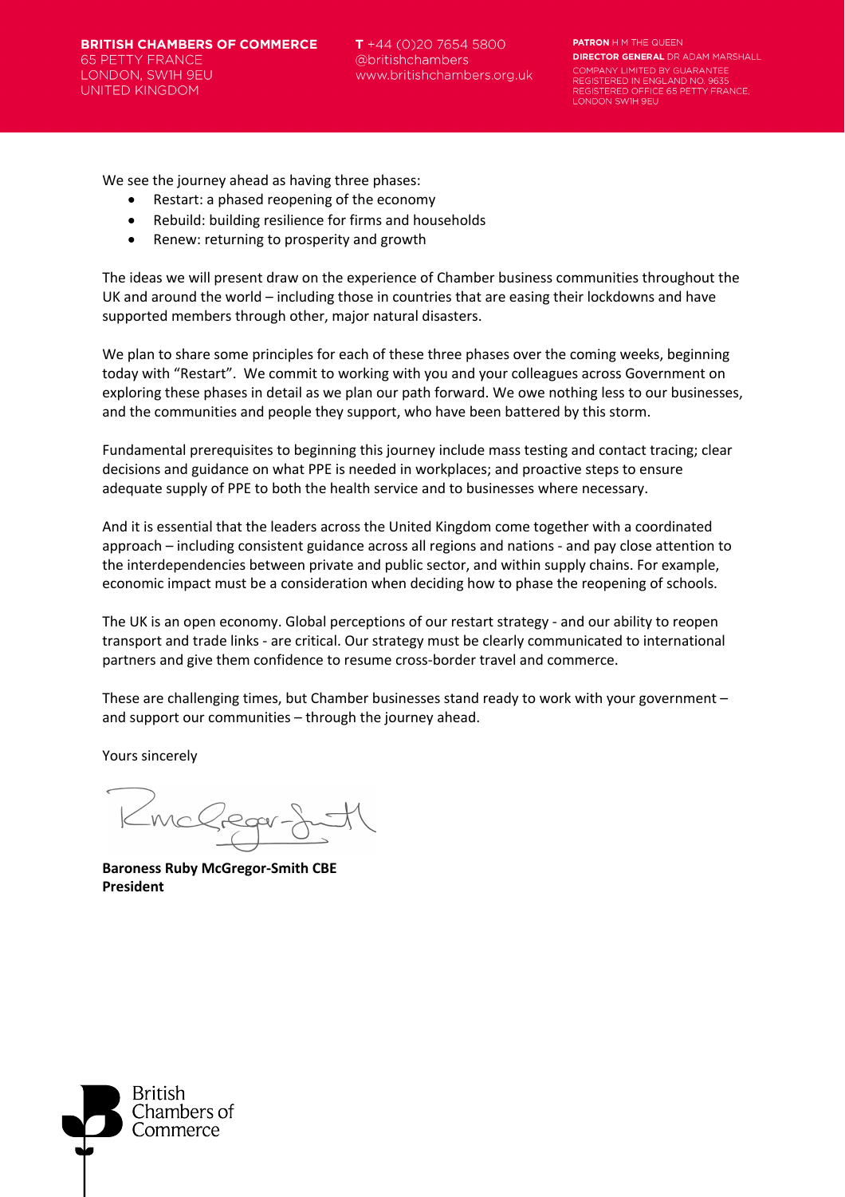We see the journey ahead as having three phases:

- Restart: a phased reopening of the economy
- Rebuild: building resilience for firms and households
- Renew: returning to prosperity and growth

The ideas we will present draw on the experience of Chamber business communities throughout the UK and around the world – including those in countries that are easing their lockdowns and have supported members through other, major natural disasters.

We plan to share some principles for each of these three phases over the coming weeks, beginning today with "Restart". We commit to working with you and your colleagues across Government on exploring these phases in detail as we plan our path forward. We owe nothing less to our businesses, and the communities and people they support, who have been battered by this storm.

Fundamental prerequisites to beginning this journey include mass testing and contact tracing; clear decisions and guidance on what PPE is needed in workplaces; and proactive steps to ensure adequate supply of PPE to both the health service and to businesses where necessary.

And it is essential that the leaders across the United Kingdom come together with a coordinated approach – including consistent guidance across all regions and nations - and pay close attention to the interdependencies between private and public sector, and within supply chains. For example, economic impact must be a consideration when deciding how to phase the reopening of schools.

The UK is an open economy. Global perceptions of our restart strategy - and our ability to reopen transport and trade links - are critical. Our strategy must be clearly communicated to international partners and give them confidence to resume cross-border travel and commerce.

These are challenging times, but Chamber businesses stand ready to work with your government – and support our communities – through the journey ahead.

Yours sincerely

**Baroness Ruby McGregor-Smith CBE**
**President**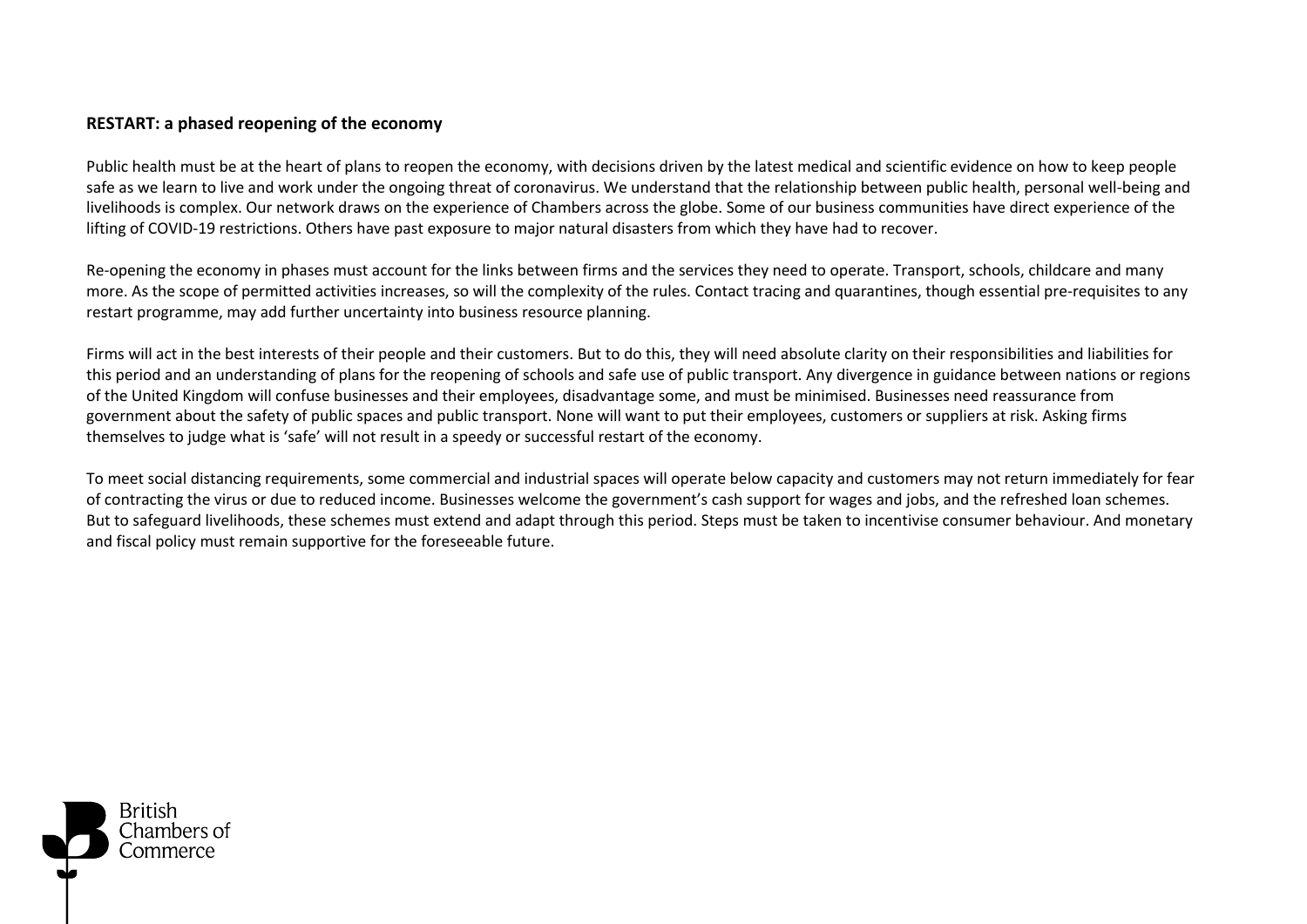**RESTART: a phased reopening of the economy**

Public health must be at the heart of plans to reopen the economy, with decisions driven by the latest medical and scientific evidence on how to keep people safe as we learn to live and work under the ongoing threat of coronavirus. We understand that the relationship between public health, personal well-being and livelihoods is complex. Our network draws on the experience of Chambers across the globe. Some of our business communities have direct experience of the lifting of COVID-19 restrictions. Others have past exposure to major natural disasters from which they have had to recover.

Re-opening the economy in phases must account for the links between firms and the services they need to operate. Transport, schools, childcare and many more. As the scope of permitted activities increases, so will the complexity of the rules. Contact tracing and quarantines, though essential pre-requisites to any restart programme, may add further uncertainty into business resource planning.

Firms will act in the best interests of their people and their customers. But to do this, they will need absolute clarity on their responsibilities and liabilities for this period and an understanding of plans for the reopening of schools and safe use of public transport. Any divergence in guidance between nations or regions of the United Kingdom will confuse businesses and their employees, disadvantage some, and must be minimised. Businesses need reassurance from government about the safety of public spaces and public transport. None will want to put their employees, customers or suppliers at risk. Asking firms themselves to judge what is 'safe' will not result in a speedy or successful restart of the economy.

To meet social distancing requirements, some commercial and industrial spaces will operate below capacity and customers may not return immediately for fear of contracting the virus or due to reduced income. Businesses welcome the government's cash support for wages and jobs, and the refreshed loan schemes. But to safeguard livelihoods, these schemes must extend and adapt through this period. Steps must be taken to incentivise consumer behaviour. And monetary and fiscal policy must remain supportive for the foreseeable future.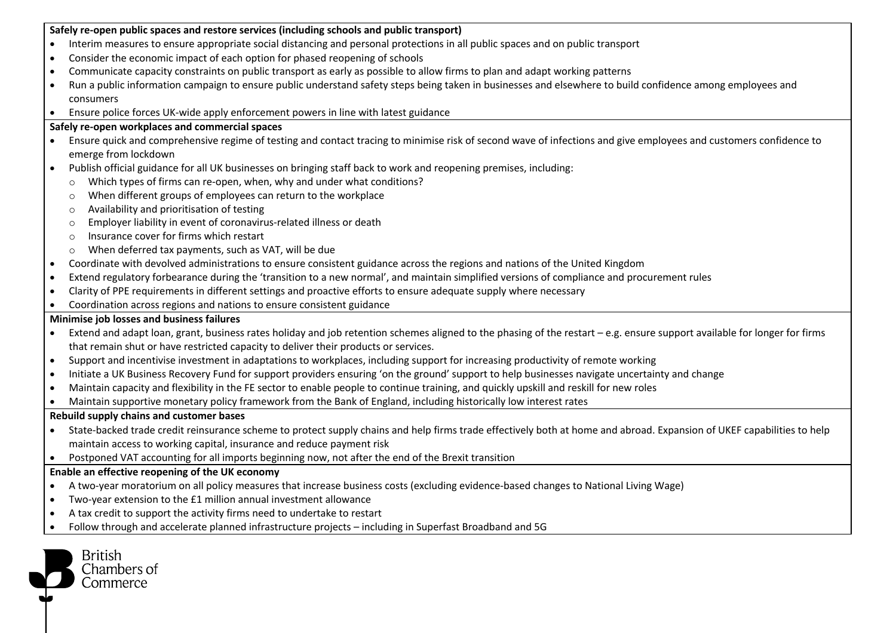**Safely re-open public spaces and restore services (including schools and public transport)**

- Interim measures to ensure appropriate social distancing and personal protections in all public spaces and on public transport
- Consider the economic impact of each option for phased reopening of schools
- Communicate capacity constraints on public transport as early as possible to allow firms to plan and adapt working patterns
- Run a public information campaign to ensure public understand safety steps being taken in businesses and elsewhere to build confidence among employees and consumers
- Ensure police forces UK-wide apply enforcement powers in line with latest guidance

**Safely re-open workplaces and commercial spaces**

- Ensure quick and comprehensive regime of testing and contact tracing to minimise risk of second wave of infections and give employees and customers confidence to emerge from lockdown
- Publish official guidance for all UK businesses on bringing staff back to work and reopening premises, including:
    - Which types of firms can re-open, when, why and under what conditions?
    - When different groups of employees can return to the workplace
    - Availability and prioritisation of testing
    - Employer liability in event of coronavirus-related illness or death
    - Insurance cover for firms which restart
    - When deferred tax payments, such as VAT, will be due
- Coordinate with devolved administrations to ensure consistent guidance across the regions and nations of the United Kingdom
- Extend regulatory forbearance during the 'transition to a new normal', and maintain simplified versions of compliance and procurement rules
- Clarity of PPE requirements in different settings and proactive efforts to ensure adequate supply where necessary
- Coordination across regions and nations to ensure consistent guidance

**Minimise job losses and business failures**

- Extend and adapt loan, grant, business rates holiday and job retention schemes aligned to the phasing of the restart – e.g. ensure support available for longer for firms that remain shut or have restricted capacity to deliver their products or services.
- Support and incentivise investment in adaptations to workplaces, including support for increasing productivity of remote working
- Initiate a UK Business Recovery Fund for support providers ensuring 'on the ground' support to help businesses navigate uncertainty and change
- Maintain capacity and flexibility in the FE sector to enable people to continue training, and quickly upskill and reskill for new roles
- Maintain supportive monetary policy framework from the Bank of England, including historically low interest rates

**Rebuild supply chains and customer bases**

- State-backed trade credit reinsurance scheme to protect supply chains and help firms trade effectively both at home and abroad. Expansion of UKEF capabilities to help maintain access to working capital, insurance and reduce payment risk
- Postponed VAT accounting for all imports beginning now, not after the end of the Brexit transition

**Enable an effective reopening of the UK economy**

- A two-year moratorium on all policy measures that increase business costs (excluding evidence-based changes to National Living Wage)
- Two-year extension to the £1 million annual investment allowance
- A tax credit to support the activity firms need to undertake to restart
- Follow through and accelerate planned infrastructure projects – including in Superfast Broadband and 5G

British Chambers of Commerce